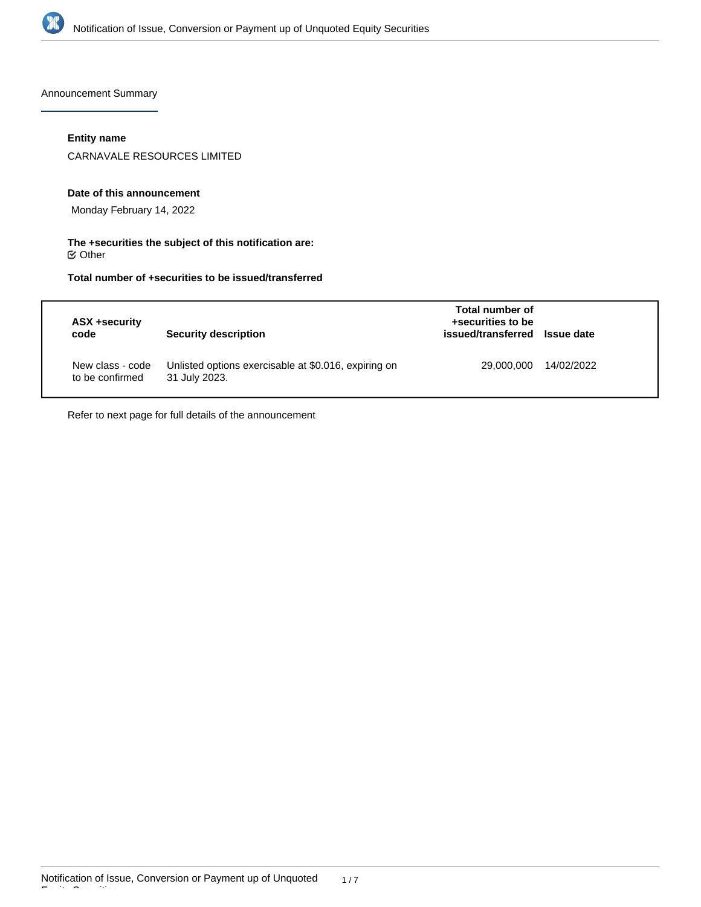## Announcement Summary

**Entity name**

CARNAVALE RESOURCES LIMITED

**Date of this announcement**

Monday February 14, 2022

**The +securities the subject of this notification are:**

☑ Other

**Total number of +securities to be issued/transferred**

| ASX +security code | Security description | Total number of +securities to be issued/transferred | Issue date |
|---|---|---|---|
| New class - code to be confirmed | Unlisted options exercisable at $0.016, expiring on 31 July 2023. | 29,000,000 | 14/02/2022 |

Refer to next page for full details of the announcement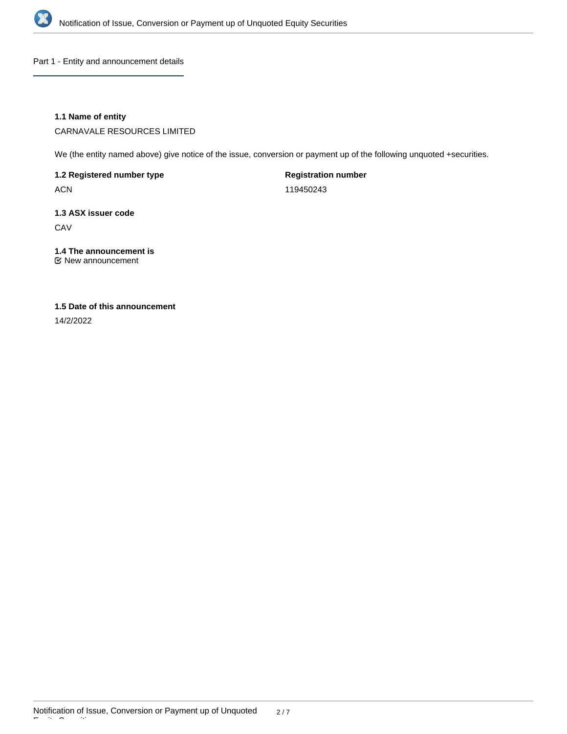## Part 1 - Entity and announcement details

**1.1 Name of entity**

CARNAVALE RESOURCES LIMITED

We (the entity named above) give notice of the issue, conversion or payment up of the following unquoted +securities.

**1.2 Registered number type**

ACN

**Registration number**

119450243

**1.3 ASX issuer code**

CAV

**1.4 The announcement is**

☑ New announcement

**1.5 Date of this announcement**

14/2/2022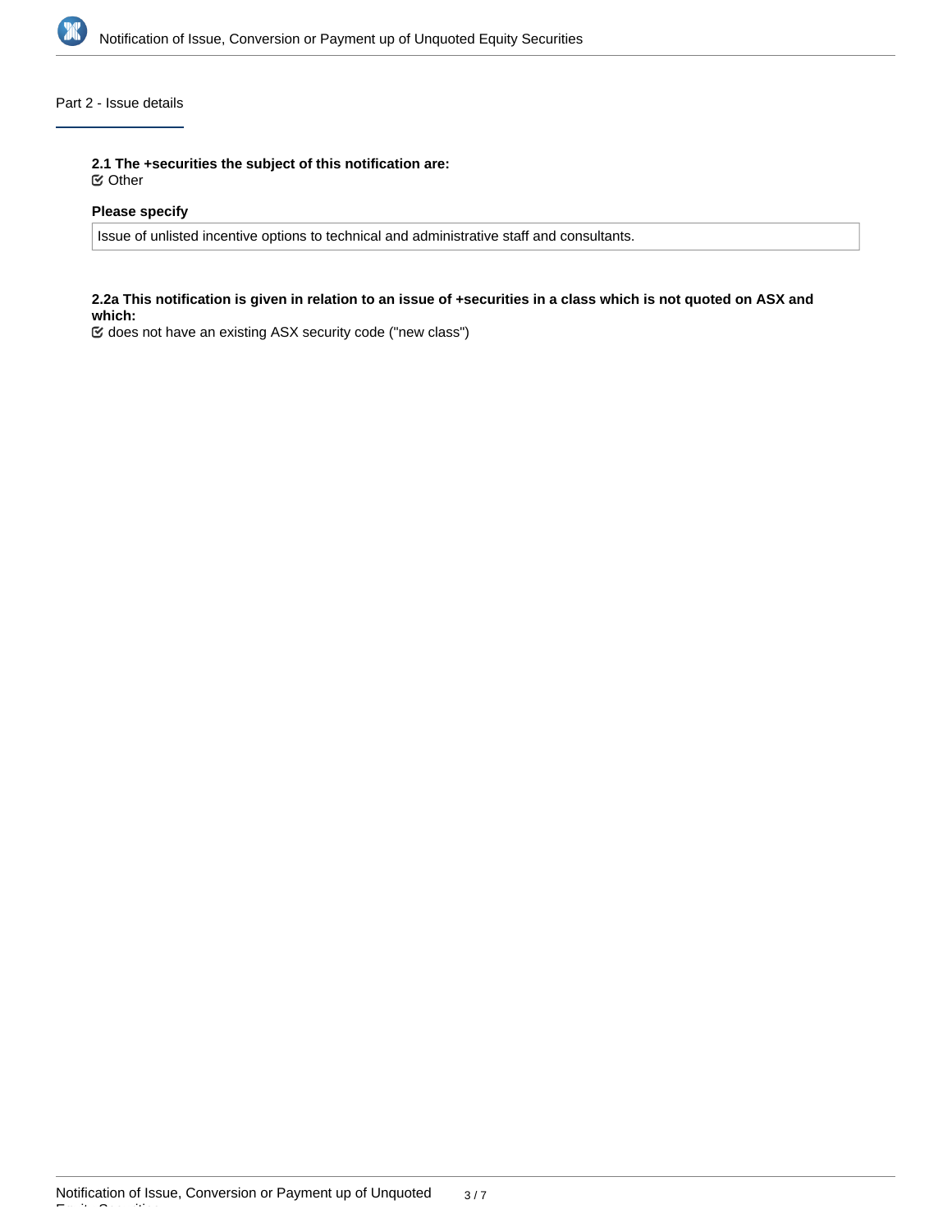## Part 2 - Issue details

**2.1 The +securities the subject of this notification are:**

☑ Other

**Please specify**

Issue of unlisted incentive options to technical and administrative staff and consultants.

**2.2a This notification is given in relation to an issue of +securities in a class which is not quoted on ASX and which:**

☑ does not have an existing ASX security code ("new class")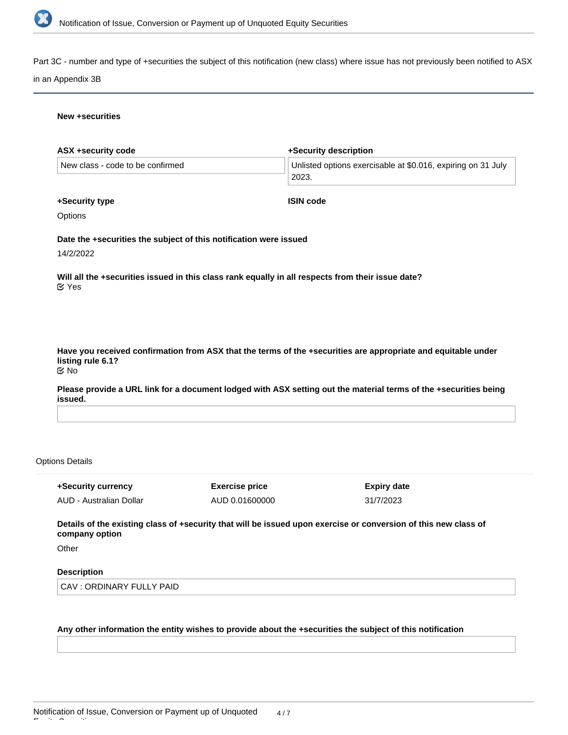Part 3C - number and type of +securities the subject of this notification (new class) where issue has not previously been notified to ASX in an Appendix 3B

**New +securities**

| ASX +security code | +Security description |
| --- | --- |
| New class - code to be confirmed | Unlisted options exercisable at $0.016, expiring on 31 July 2023. |

**+Security type**

Options

**ISIN code**

**Date the +securities the subject of this notification were issued**

14/2/2022

**Will all the +securities issued in this class rank equally in all respects from their issue date?**

Yes

**Have you received confirmation from ASX that the terms of the +securities are appropriate and equitable under listing rule 6.1?**

No

**Please provide a URL link for a document lodged with ASX setting out the material terms of the +securities being issued.**

Options Details

| +Security currency | Exercise price | Expiry date |
| --- | --- | --- |
| AUD - Australian Dollar | AUD 0.01600000 | 31/7/2023 |

**Details of the existing class of +security that will be issued upon exercise or conversion of this new class of company option**

Other

**Description**

CAV : ORDINARY FULLY PAID

**Any other information the entity wishes to provide about the +securities the subject of this notification**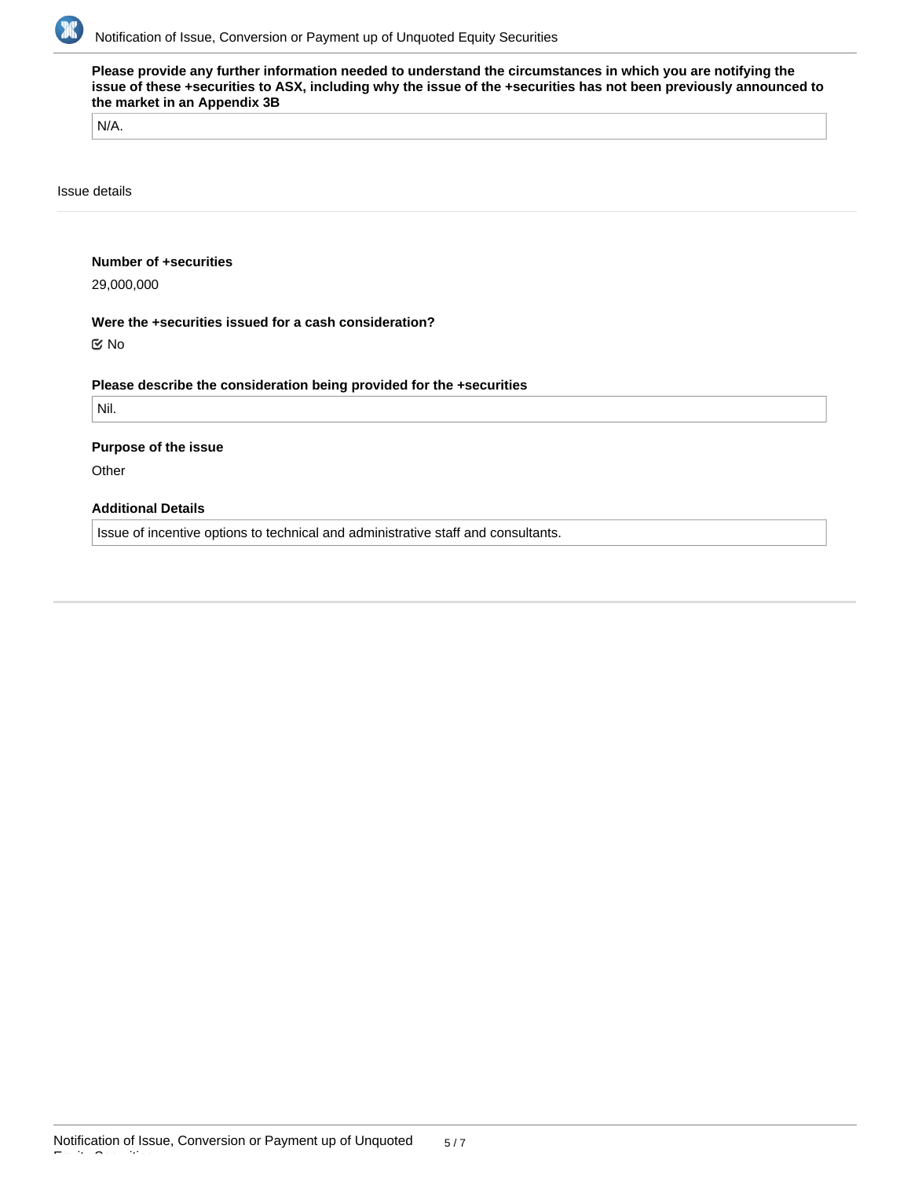**Please provide any further information needed to understand the circumstances in which you are notifying the issue of these +securities to ASX, including why the issue of the +securities has not been previously announced to the market in an Appendix 3B**

N/A.

Issue details

**Number of +securities**

29,000,000

**Were the +securities issued for a cash consideration?**

☑ No

**Please describe the consideration being provided for the +securities**

Nil.

**Purpose of the issue**

Other

**Additional Details**

Issue of incentive options to technical and administrative staff and consultants.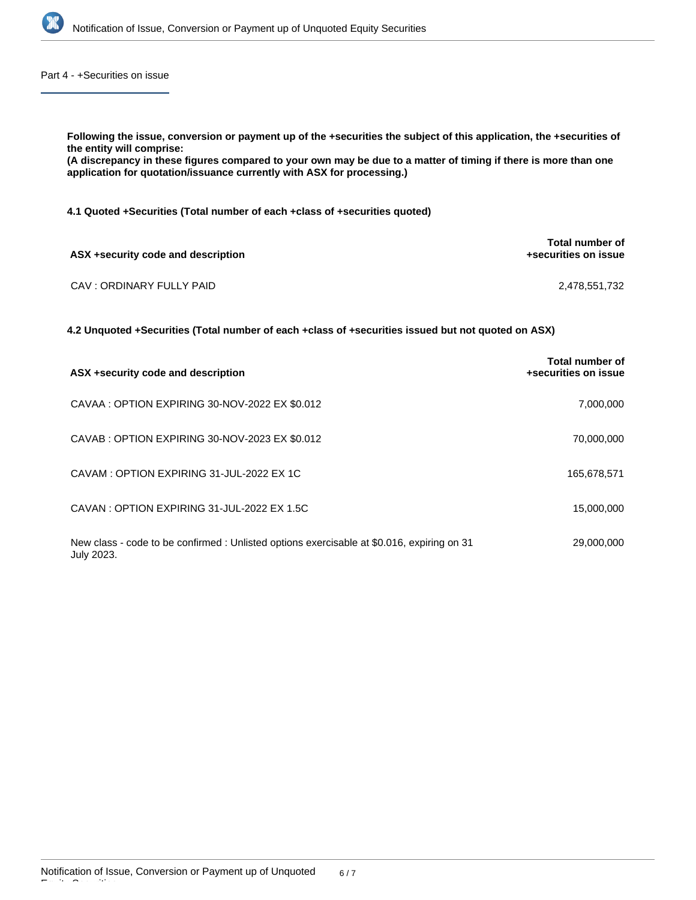## Part 4 - +Securities on issue

**Following the issue, conversion or payment up of the +securities the subject of this application, the +securities of the entity will comprise:**
**(A discrepancy in these figures compared to your own may be due to a matter of timing if there is more than one application for quotation/issuance currently with ASX for processing.)**

**4.1 Quoted +Securities (Total number of each +class of +securities quoted)**

| ASX +security code and description | Total number of +securities on issue |
|---|---|
| CAV : ORDINARY FULLY PAID | 2,478,551,732 |

**4.2 Unquoted +Securities (Total number of each +class of +securities issued but not quoted on ASX)**

| ASX +security code and description | Total number of +securities on issue |
|---|---|
| CAVAA : OPTION EXPIRING 30-NOV-2022 EX $0.012 | 7,000,000 |
| CAVAB : OPTION EXPIRING 30-NOV-2023 EX $0.012 | 70,000,000 |
| CAVAM : OPTION EXPIRING 31-JUL-2022 EX 1C | 165,678,571 |
| CAVAN : OPTION EXPIRING 31-JUL-2022 EX 1.5C | 15,000,000 |
| New class - code to be confirmed : Unlisted options exercisable at $0.016, expiring on 31 July 2023. | 29,000,000 |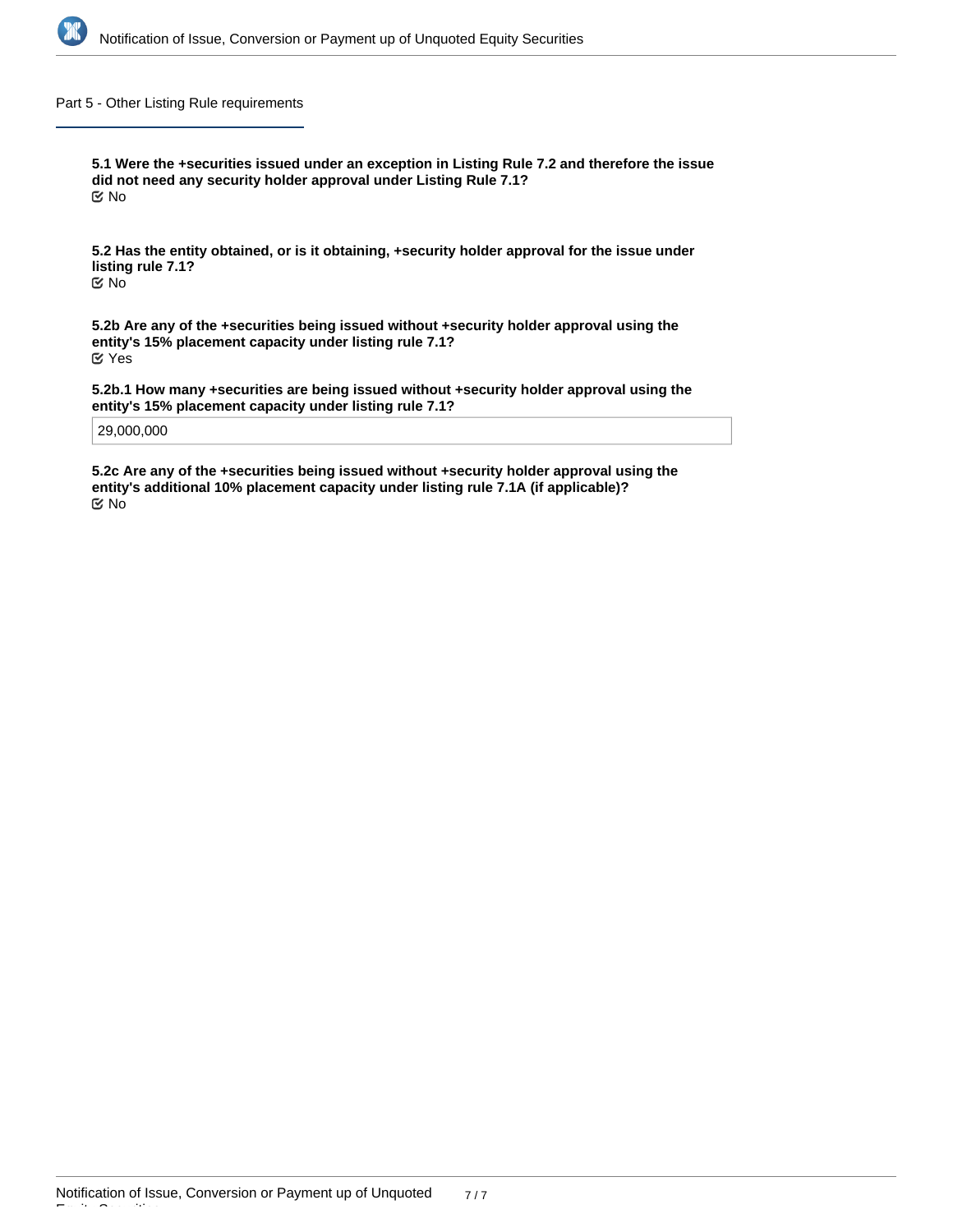## Part 5 - Other Listing Rule requirements

**5.1 Were the +securities issued under an exception in Listing Rule 7.2 and therefore the issue did not need any security holder approval under Listing Rule 7.1?**

No

**5.2 Has the entity obtained, or is it obtaining, +security holder approval for the issue under listing rule 7.1?**

No

**5.2b Are any of the +securities being issued without +security holder approval using the entity's 15% placement capacity under listing rule 7.1?**

Yes

**5.2b.1 How many +securities are being issued without +security holder approval using the entity's 15% placement capacity under listing rule 7.1?**

29,000,000

**5.2c Are any of the +securities being issued without +security holder approval using the entity's additional 10% placement capacity under listing rule 7.1A (if applicable)?**

No